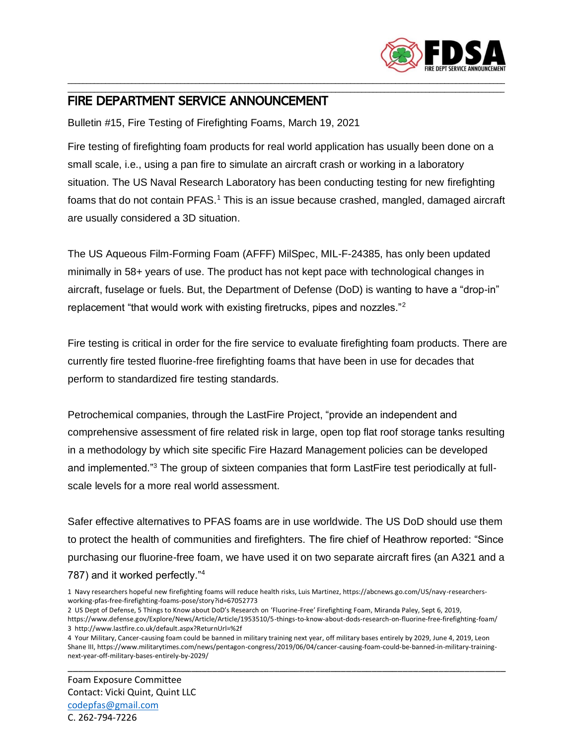# FIRE DEPARTMENT SERVICE ANNOUNCEMENT

Bulletin #15, Fire Testing of Firefighting Foams, March 19, 2021

Fire testing of firefighting foam products for real world application has usually been done on a small scale, i.e., using a pan fire to simulate an aircraft crash or working in a laboratory situation. The US Naval Research Laboratory has been conducting testing for new firefighting foams that do not contain PFAS.[1] This is an issue because crashed, mangled, damaged aircraft are usually considered a 3D situation.

The US Aqueous Film-Forming Foam (AFFF) MilSpec, MIL-F-24385, has only been updated minimally in 58+ years of use. The product has not kept pace with technological changes in aircraft, fuselage or fuels. But, the Department of Defense (DoD) is wanting to have a "drop-in" replacement "that would work with existing firetrucks, pipes and nozzles."[2]

Fire testing is critical in order for the fire service to evaluate firefighting foam products. There are currently fire tested fluorine-free firefighting foams that have been in use for decades that perform to standardized fire testing standards.

Petrochemical companies, through the LastFire Project, "provide an independent and comprehensive assessment of fire related risk in large, open top flat roof storage tanks resulting in a methodology by which site specific Fire Hazard Management policies can be developed and implemented."[3] The group of sixteen companies that form LastFire test periodically at full-scale levels for a more real world assessment.

Safer effective alternatives to PFAS foams are in use worldwide. The US DoD should use them to protect the health of communities and firefighters. The fire chief of Heathrow reported: "Since purchasing our fluorine-free foam, we have used it on two separate aircraft fires (an A321 and a 787) and it worked perfectly."[4]

1 Navy researchers hopeful new firefighting foams will reduce health risks, Luis Martinez, https://abcnews.go.com/US/navy-researchers-working-pfas-free-firefighting-foams-pose/story?id=67052773

2 US Dept of Defense, 5 Things to Know about DoD's Research on 'Fluorine-Free' Firefighting Foam, Miranda Paley, Sept 6, 2019, https://www.defense.gov/Explore/News/Article/Article/1953510/5-things-to-know-about-dods-research-on-fluorine-free-firefighting-foam/

3 http://www.lastfire.co.uk/default.aspx?ReturnUrl=%2f

4 Your Military, Cancer-causing foam could be banned in military training next year, off military bases entirely by 2029, June 4, 2019, Leon Shane III, https://www.militarytimes.com/news/pentagon-congress/2019/06/04/cancer-causing-foam-could-be-banned-in-military-training-next-year-off-military-bases-entirely-by-2029/

Foam Exposure Committee
Contact: Vicki Quint, Quint LLC
codepfas@gmail.com
C. 262-794-7226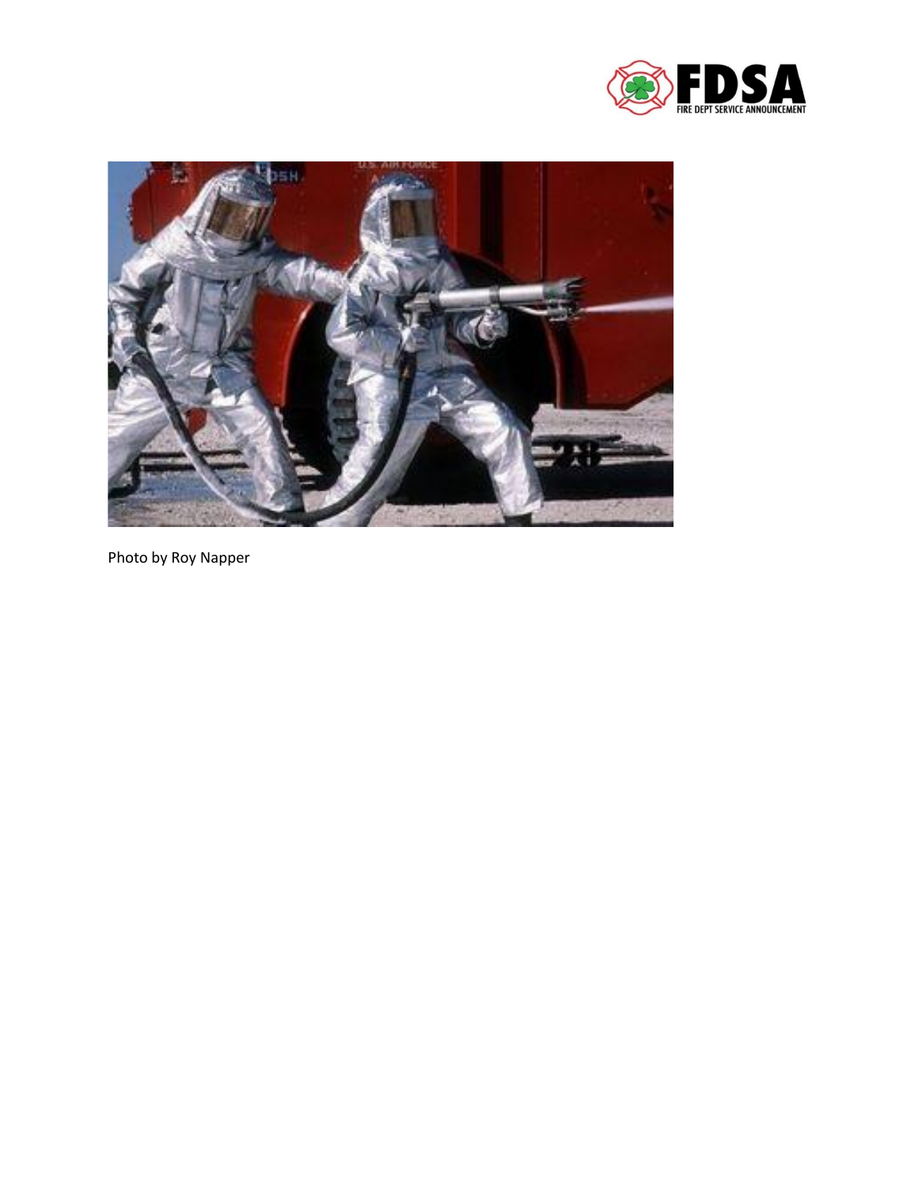Photo by Roy Napper